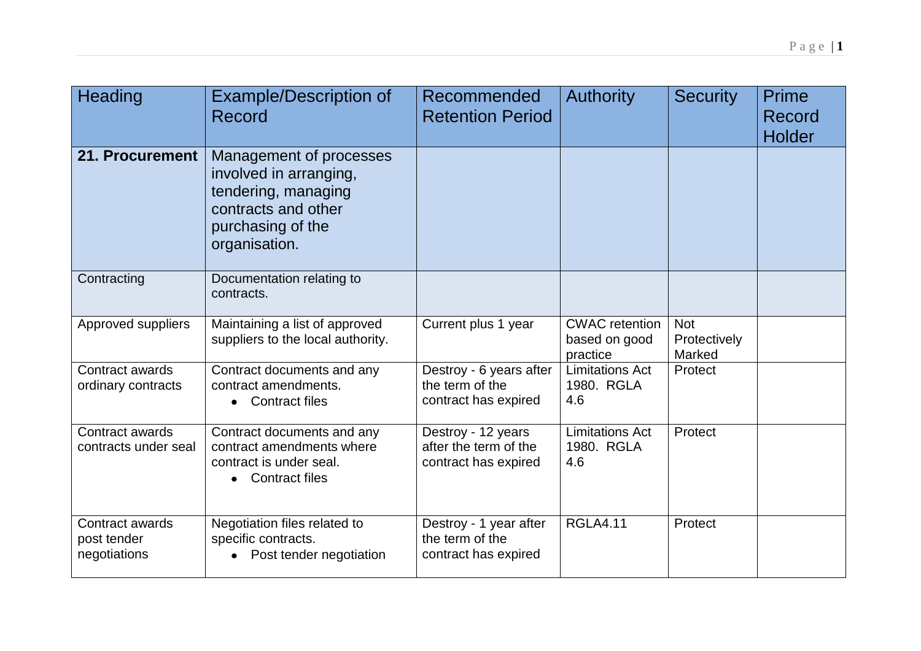| Heading | Example/Description of Record | Recommended Retention Period | Authority | Security | Prime Record Holder |
|---|---|---|---|---|---|
| **21. Procurement** | Management of processes involved in arranging, tendering, managing contracts and other purchasing of the organisation. | | | | |
| Contracting | Documentation relating to contracts. | | | | |
| Approved suppliers | Maintaining a list of approved suppliers to the local authority. | Current plus 1 year | CWAC retention based on good practice | Not Protectively Marked | |
| Contract awards ordinary contracts | Contract documents and any contract amendments.<br>• Contract files | Destroy - 6 years after the term of the contract has expired | Limitations Act 1980. RGLA 4.6 | Protect | |
| Contract awards contracts under seal | Contract documents and any contract amendments where contract is under seal.<br>• Contract files | Destroy - 12 years after the term of the contract has expired | Limitations Act 1980. RGLA 4.6 | Protect | |
| Contract awards post tender negotiations | Negotiation files related to specific contracts.<br>• Post tender negotiation | Destroy - 1 year after the term of the contract has expired | RGLA4.11 | Protect | |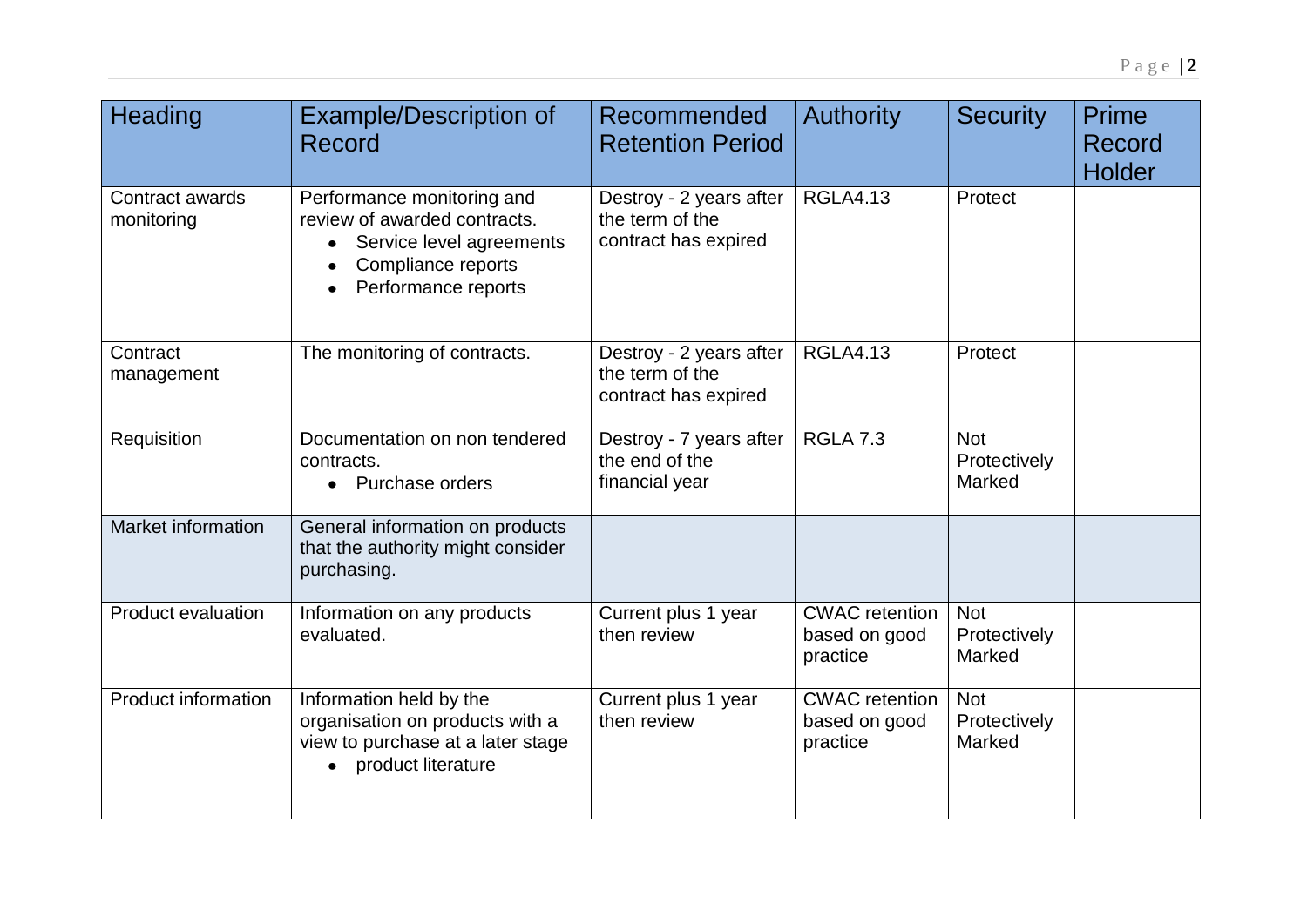| Heading | Example/Description of Record | Recommended Retention Period | Authority | Security | Prime Record Holder |
|---|---|---|---|---|---|
| Contract awards monitoring | Performance monitoring and review of awarded contracts.<br>• Service level agreements<br>• Compliance reports<br>• Performance reports | Destroy - 2 years after the term of the contract has expired | RGLA4.13 | Protect | |
| Contract management | The monitoring of contracts. | Destroy - 2 years after the term of the contract has expired | RGLA4.13 | Protect | |
| Requisition | Documentation on non tendered contracts.<br>• Purchase orders | Destroy - 7 years after the end of the financial year | RGLA 7.3 | Not Protectively Marked | |
| Market information | General information on products that the authority might consider purchasing. | | | | |
| Product evaluation | Information on any products evaluated. | Current plus 1 year then review | CWAC retention based on good practice | Not Protectively Marked | |
| Product information | Information held by the organisation on products with a view to purchase at a later stage<br>• product literature | Current plus 1 year then review | CWAC retention based on good practice | Not Protectively Marked | |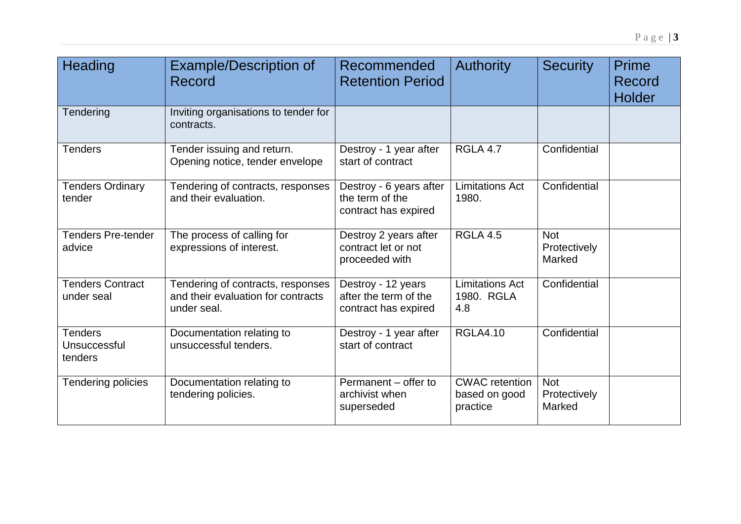| Heading | Example/Description of Record | Recommended Retention Period | Authority | Security | Prime Record Holder |
|---|---|---|---|---|---|
| Tendering | Inviting organisations to tender for contracts. | | | | |
| Tenders | Tender issuing and return. Opening notice, tender envelope | Destroy - 1 year after start of contract | RGLA 4.7 | Confidential | |
| Tenders Ordinary tender | Tendering of contracts, responses and their evaluation. | Destroy - 6 years after the term of the contract has expired | Limitations Act 1980. | Confidential | |
| Tenders Pre-tender advice | The process of calling for expressions of interest. | Destroy 2 years after contract let or not proceeded with | RGLA 4.5 | Not Protectively Marked | |
| Tenders Contract under seal | Tendering of contracts, responses and their evaluation for contracts under seal. | Destroy - 12 years after the term of the contract has expired | Limitations Act 1980. RGLA 4.8 | Confidential | |
| Tenders Unsuccessful tenders | Documentation relating to unsuccessful tenders. | Destroy - 1 year after start of contract | RGLA4.10 | Confidential | |
| Tendering policies | Documentation relating to tendering policies. | Permanent – offer to archivist when superseded | CWAC retention based on good practice | Not Protectively Marked | |